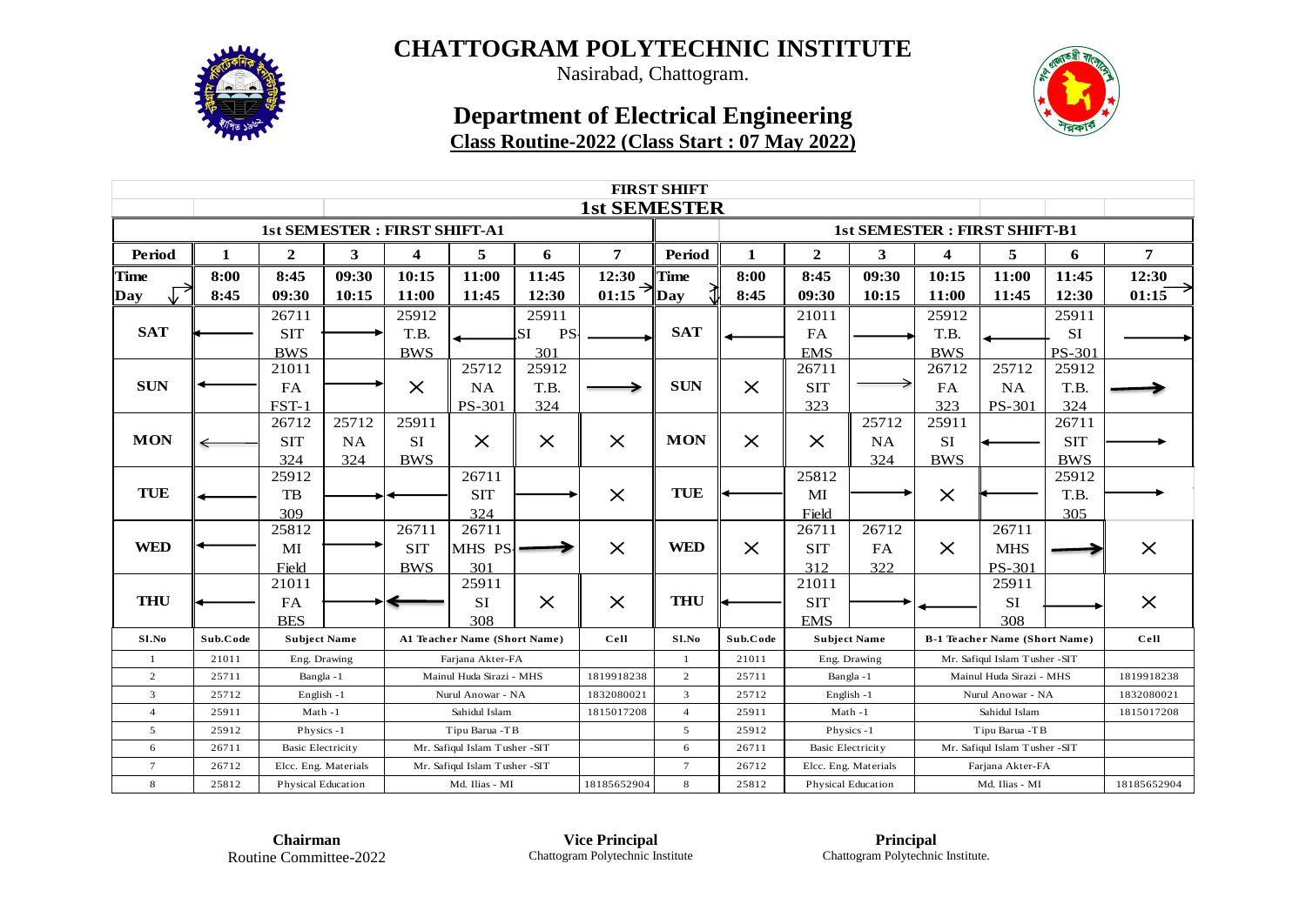# CHATTOGRAM POLYTECHNIC INSTITUTE

Nasirabad, Chattogram.

## Department of Electrical Engineering

**Class Routine-2022 (Class Start : 07 May 2022)**

**FIRST SHIFT**

**1st SEMESTER**

### 1st SEMESTER : FIRST SHIFT-A1

| Period | 1 | 2 | 3 | 4 | 5 | 6 | 7 |
|---|---|---|---|---|---|---|---|
| Time / Day | 8:00 8:45 | 8:45 09:30 | 09:30 10:15 | 10:15 11:00 | 11:00 11:45 | 11:45 12:30 | 12:30 01:15 |
| SAT | ← | 26711 SIT BWS | → | 25912 T.B. BWS | ← | 25911 SI PS-301 | → |
| SUN | ← | 21011 FA FST-1 | → | × | 25712 NA PS-301 | 25912 T.B. 324 | → |
| MON | ← | 26712 SIT 324 | 25712 NA 324 | 25911 SI BWS | × | × | × |
| TUE | ← | 25912 TB 309 | → ← | | 26711 SIT 324 | → | × |
| WED | ← | 25812 MI Field | → | 26711 SIT BWS | 26711 MHS PS-301 | → | × |
| THU | ← | 21011 FA BES | → | ← | 25911 SI 308 | × | × |

| Sl.No | Sub.Code | Subject Name | A1 Teacher Name (Short Name) | Cell |
|---|---|---|---|---|
| 1 | 21011 | Eng. Drawing | Farjana Akter-FA | |
| 2 | 25711 | Bangla -1 | Mainul Huda Sirazi - MHS | 1819918238 |
| 3 | 25712 | English -1 | Nurul Anowar - NA | 1832080021 |
| 4 | 25911 | Math -1 | Sahidul Islam | 1815017208 |
| 5 | 25912 | Physics -1 | Tipu Barua -TB | |
| 6 | 26711 | Basic Electricity | Mr. Safiqul Islam Tusher -SIT | |
| 7 | 26712 | Elcc. Eng. Materials | Mr. Safiqul Islam Tusher -SIT | |
| 8 | 25812 | Physical Education | Md. Ilias - MI | 18185652904 |

### 1st SEMESTER : FIRST SHIFT-B1

| Period | 1 | 2 | 3 | 4 | 5 | 6 | 7 |
|---|---|---|---|---|---|---|---|
| Time / Day | 8:00 8:45 | 8:45 09:30 | 09:30 10:15 | 10:15 11:00 | 11:00 11:45 | 11:45 12:30 | 12:30 01:15 |
| SAT | ← | 21011 FA EMS | → | 25912 T.B. BWS | ← | 25911 SI PS-301 | → |
| SUN | × | 26711 SIT 323 | → | 26712 FA 323 | 25712 NA PS-301 | 25912 T.B. 324 | → |
| MON | × | × | 25712 NA 324 | 25911 SI BWS | ← | 26711 SIT BWS | → |
| TUE | ← | 25812 MI Field | → | × | ← | 25912 T.B. 305 | → |
| WED | × | 26711 SIT 312 | 26712 FA 322 | × | 26711 MHS PS-301 | → | × |
| THU | ← | 21011 SIT EMS | → | ← | 25911 SI 308 | → | × |

| Sl.No | Sub.Code | Subject Name | B-1 Teacher Name (Short Name) | Cell |
|---|---|---|---|---|
| 1 | 21011 | Eng. Drawing | Mr. Safiqul Islam Tusher -SIT | |
| 2 | 25711 | Bangla -1 | Mainul Huda Sirazi - MHS | 1819918238 |
| 3 | 25712 | English -1 | Nurul Anowar - NA | 1832080021 |
| 4 | 25911 | Math -1 | Sahidul Islam | 1815017208 |
| 5 | 25912 | Physics -1 | Tipu Barua -TB | |
| 6 | 26711 | Basic Electricity | Mr. Safiqul Islam Tusher -SIT | |
| 7 | 26712 | Elcc. Eng. Materials | Farjana Akter-FA | |
| 8 | 25812 | Physical Education | Md. Ilias - MI | 18185652904 |

**Chairman**
Routine Committee-2022

**Vice Principal**
Chattogram Polytechnic Institute

**Principal**
Chattogram Polytechnic Institute.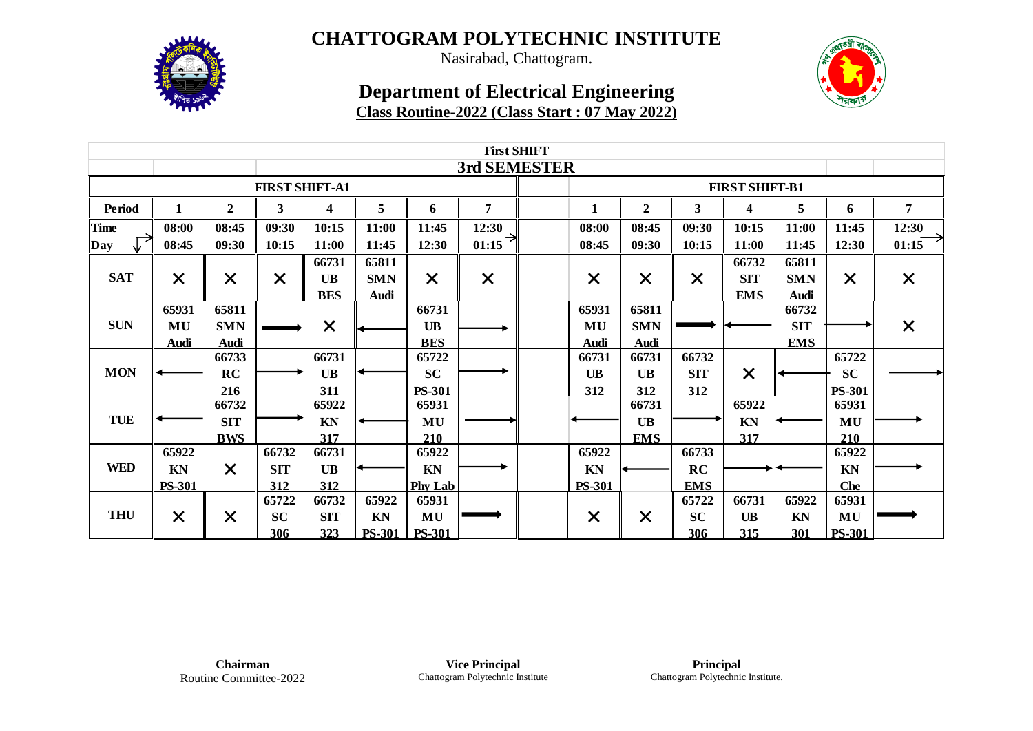# CHATTOGRAM POLYTECHNIC INSTITUTE

Nasirabad, Chattogram.

## Department of Electrical Engineering

**Class Routine-2022 (Class Start : 07 May 2022)**

**First SHIFT**

**3rd SEMESTER**

| | FIRST SHIFT-A1 | | | | | | | | FIRST SHIFT-B1 | | | | | | |
|---|---|---|---|---|---|---|---|---|---|---|---|---|---|---|---|
| **Period** | **1** | **2** | **3** | **4** | **5** | **6** | **7** | | **1** | **2** | **3** | **4** | **5** | **6** | **7** |
| **Time / Day** | 08:00 08:45 | 08:45 09:30 | 09:30 10:15 | 10:15 11:00 | 11:00 11:45 | 11:45 12:30 | 12:30 01:15 | | 08:00 08:45 | 08:45 09:30 | 09:30 10:15 | 10:15 11:00 | 11:00 11:45 | 11:45 12:30 | 12:30 01:15 |
| **SAT** | ✕ | ✕ | ✕ | 66731 UB BES | 65811 SMN Audi | ✕ | ✕ | | ✕ | ✕ | ✕ | 66732 SIT EMS | 65811 SMN Audi | ✕ | ✕ |
| **SUN** | 65931 MU Audi | 65811 SMN Audi | → | ✕ | ← | 66731 UB BES | → | | 65931 MU Audi | 65811 SMN Audi | → | ← | 66732 SIT EMS | → | ✕ |
| **MON** | ← | 66733 RC 216 | → | 66731 UB 311 | ← | 65722 SC PS-301 | → | | 66731 UB 312 | 66731 UB 312 | 66732 SIT 312 | ✕ | ← | 65722 SC PS-301 | → |
| **TUE** | ← | 66732 SIT BWS | → | 65922 KN 317 | ← | 65931 MU 210 | → | | ← | 66731 UB EMS | → | 65922 KN 317 | ← | 65931 MU 210 | → |
| **WED** | 65922 KN PS-301 | ✕ | 66732 SIT 312 | 66731 UB 312 | ← | 65922 KN Phy Lab | → | | 65922 KN PS-301 | ← | 66733 RC EMS | → | ← | 65922 KN Che | → |
| **THU** | ✕ | ✕ | 65722 SC 306 | 66732 SIT 323 | 65922 KN PS-301 | 65931 MU PS-301 | → | | ✕ | ✕ | 65722 SC 306 | 66731 UB 315 | 65922 KN 301 | 65931 MU PS-301 | → |

**Chairman**
Routine Committee-2022

**Vice Principal**
Chattogram Polytechnic Institute

**Principal**
Chattogram Polytechnic Institute.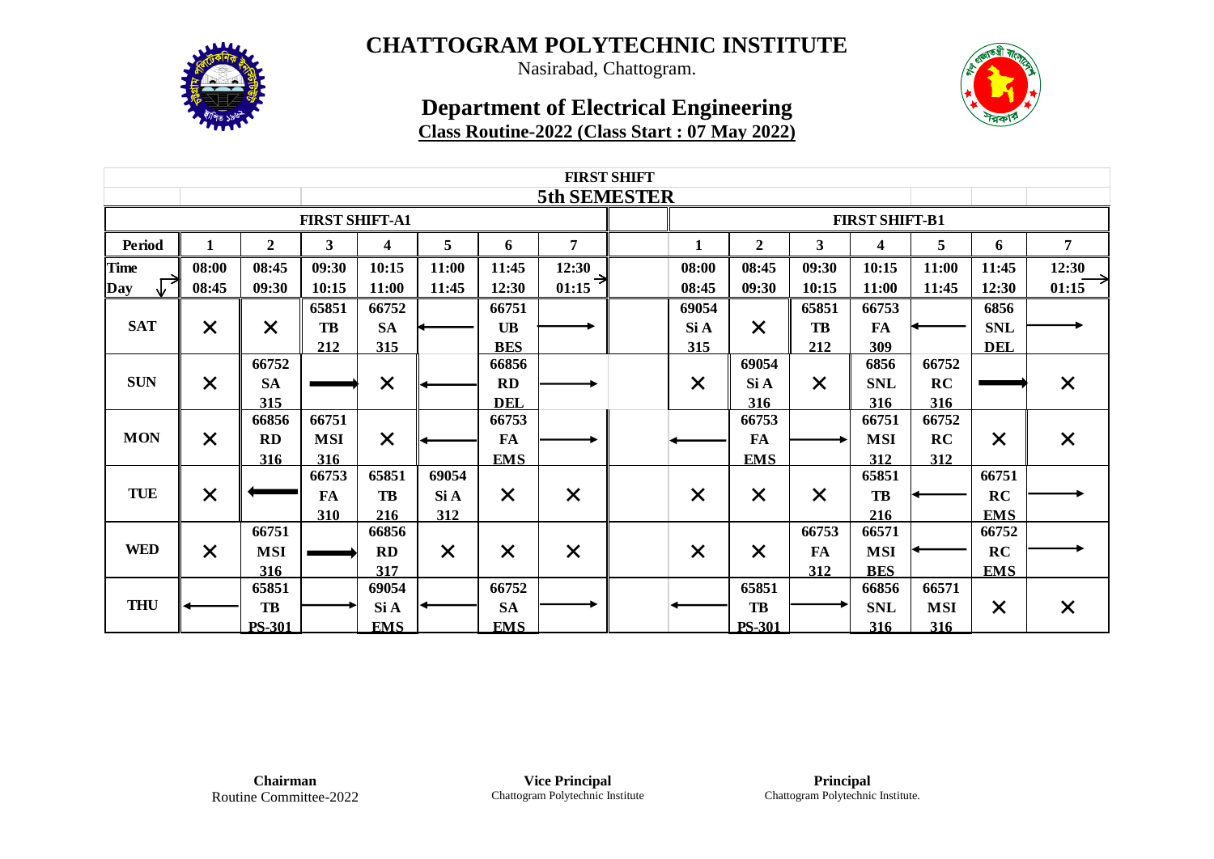# CHATTOGRAM POLYTECHNIC INSTITUTE

Nasirabad, Chattogram.

## Department of Electrical Engineering

**Class Routine-2022 (Class Start : 07 May 2022)**

**FIRST SHIFT**

**5th SEMESTER**

| | FIRST SHIFT-A1 | | | | | | | | FIRST SHIFT-B1 | | | | | | |
|---|---|---|---|---|---|---|---|---|---|---|---|---|---|---|---|
| **Period** | **1** | **2** | **3** | **4** | **5** | **6** | **7** | | **1** | **2** | **3** | **4** | **5** | **6** | **7** |
| **Time / Day** | 08:00 08:45 | 08:45 09:30 | 09:30 10:15 | 10:15 11:00 | 11:00 11:45 | 11:45 12:30 | 12:30 01:15 | | 08:00 08:45 | 08:45 09:30 | 09:30 10:15 | 10:15 11:00 | 11:00 11:45 | 11:45 12:30 | 12:30 01:15 |
| **SAT** | × | × | 65851 TB 212 | 66752 SA 315 | ← | 66751 UB BES | → | | 69054 Si A 315 | × | 65851 TB 212 | 66753 FA 309 | ← | 6856 SNL DEL | → |
| **SUN** | × | 66752 SA 315 | → | × | ← | 66856 RD DEL | → | | × | 69054 Si A 316 | × | 6856 SNL 316 | 66752 RC 316 | → | × |
| **MON** | × | 66856 RD 316 | 66751 MSI 316 | × | ← | 66753 FA EMS | → | | ← | 66753 FA EMS | → | 66751 MSI 312 | 66752 RC 312 | × | × |
| **TUE** | × | ← | 66753 FA 310 | 65851 TB 216 | 69054 Si A 312 | × | × | | × | × | × | 65851 TB 216 | ← | 66751 RC EMS | → |
| **WED** | × | 66751 MSI 316 | → | 66856 RD 317 | × | × | × | | × | × | 66753 FA 312 | 66571 MSI BES | ← | 66752 RC EMS | → |
| **THU** | ← | 65851 TB PS-301 | → | 69054 Si A EMS | ← | 66752 SA EMS | → | | ← | 65851 TB PS-301 | → | 66856 SNL 316 | 66571 MSI 316 | × | × |

**Chairman**
Routine Committee-2022

**Vice Principal**
Chattogram Polytechnic Institute

**Principal**
Chattogram Polytechnic Institute.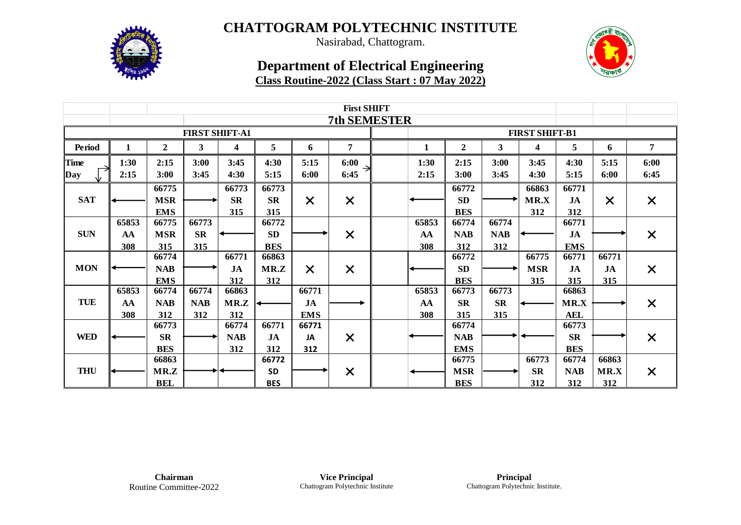# CHATTOGRAM POLYTECHNIC INSTITUTE

Nasirabad, Chattogram.

## Department of Electrical Engineering

**Class Routine-2022 (Class Start : 07 May 2022)**

First SHIFT

7th SEMESTER

| | FIRST SHIFT-A1 | | | | | | | | FIRST SHIFT-B1 | | | | | | |
|---|---|---|---|---|---|---|---|---|---|---|---|---|---|---|---|
| **Period** | **1** | **2** | **3** | **4** | **5** | **6** | **7** | | **1** | **2** | **3** | **4** | **5** | **6** | **7** |
| **Time / Day** | 1:30 2:15 | 2:15 3:00 | 3:00 3:45 | 3:45 4:30 | 4:30 5:15 | 5:15 6:00 | 6:00 6:45 | | 1:30 2:15 | 2:15 3:00 | 3:00 3:45 | 3:45 4:30 | 4:30 5:15 | 5:15 6:00 | 6:00 6:45 |
| **SAT** | ← | 66775 MSR EMS | → | 66773 SR 315 | 66773 SR 315 | × | × | | ← | 66772 SD BES | → | 66863 MR.X 312 | 66771 JA 312 | × | × |
| **SUN** | 65853 AA 308 | 66775 MSR 315 | 66773 SR 315 | ← | 66772 SD BES | → | × | | 65853 AA 308 | 66774 NAB 312 | 66774 NAB 312 | ← | 66771 JA EMS | → | × |
| **MON** | ← | 66774 NAB EMS | → | 66771 JA 312 | 66863 MR.Z 312 | × | × | | ← | 66772 SD BES | → | 66775 MSR 315 | 66771 JA 315 | 66771 JA 315 | × |
| **TUE** | 65853 AA 308 | 66774 NAB 312 | 66774 NAB 312 | 66863 MR.Z 312 | ← | 66771 JA EMS | → | | 65853 AA 308 | 66773 SR 315 | 66773 SR 315 | ← | 66863 MR.X AEL | → | × |
| **WED** | ← | 66773 SR BES | → | 66774 NAB 312 | 66771 JA 312 | 66771 JA 312 | × | | ← | 66774 NAB EMS | → | ← | 66773 SR BES | → | × |
| **THU** | ← | 66863 MR.Z BEL | → | ← | 66772 SD BES | → | × | | ← | 66775 MSR BES | → | 66773 SR 312 | 66774 NAB 312 | 66863 MR.X 312 | × |

**Chairman**
Routine Committee-2022

**Vice Principal**
Chattogram Polytechnic Institute

**Principal**
Chattogram Polytechnic Institute.